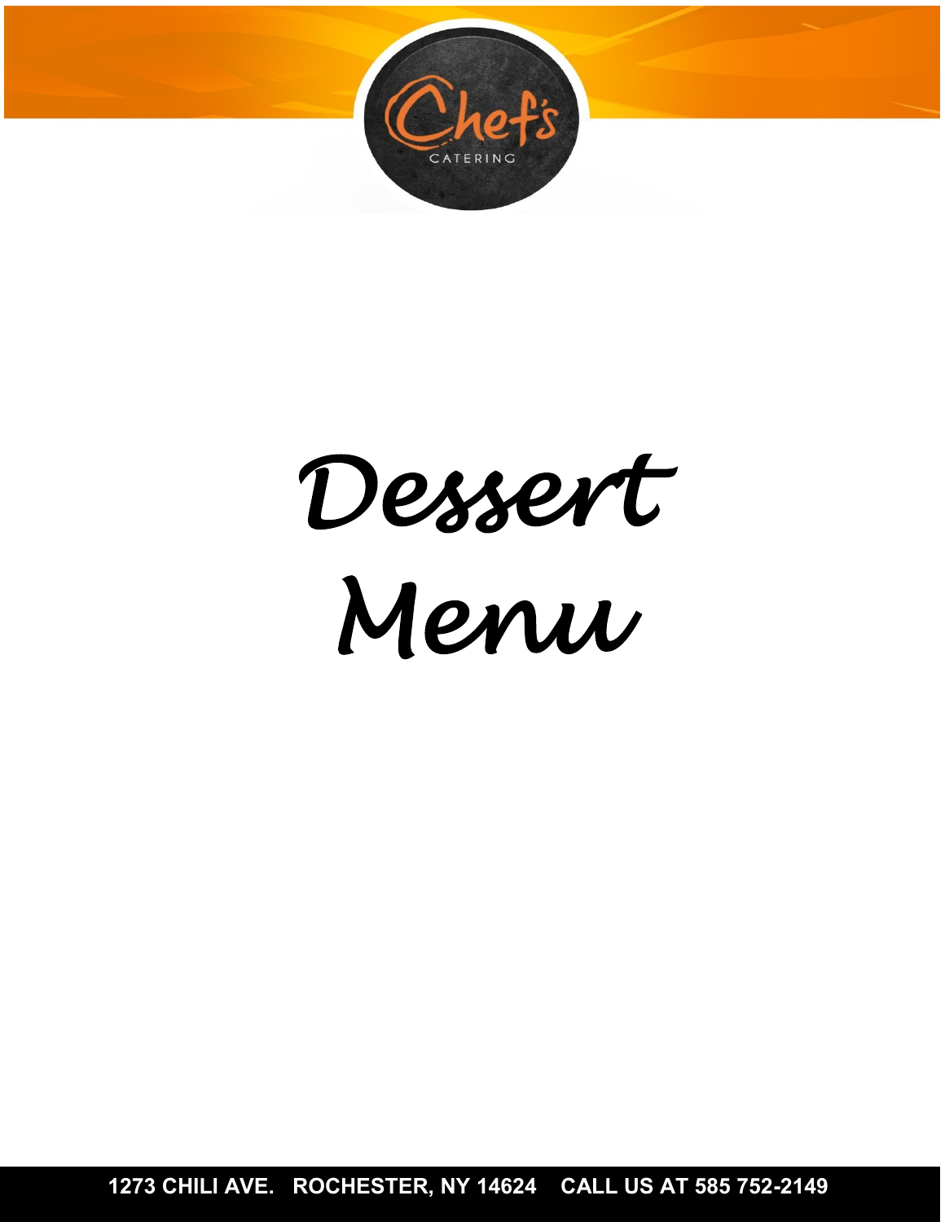Chef's CATERING

# Dessert Menu

1273 CHILI AVE. ROCHESTER, NY 14624 CALL US AT 585 752-2149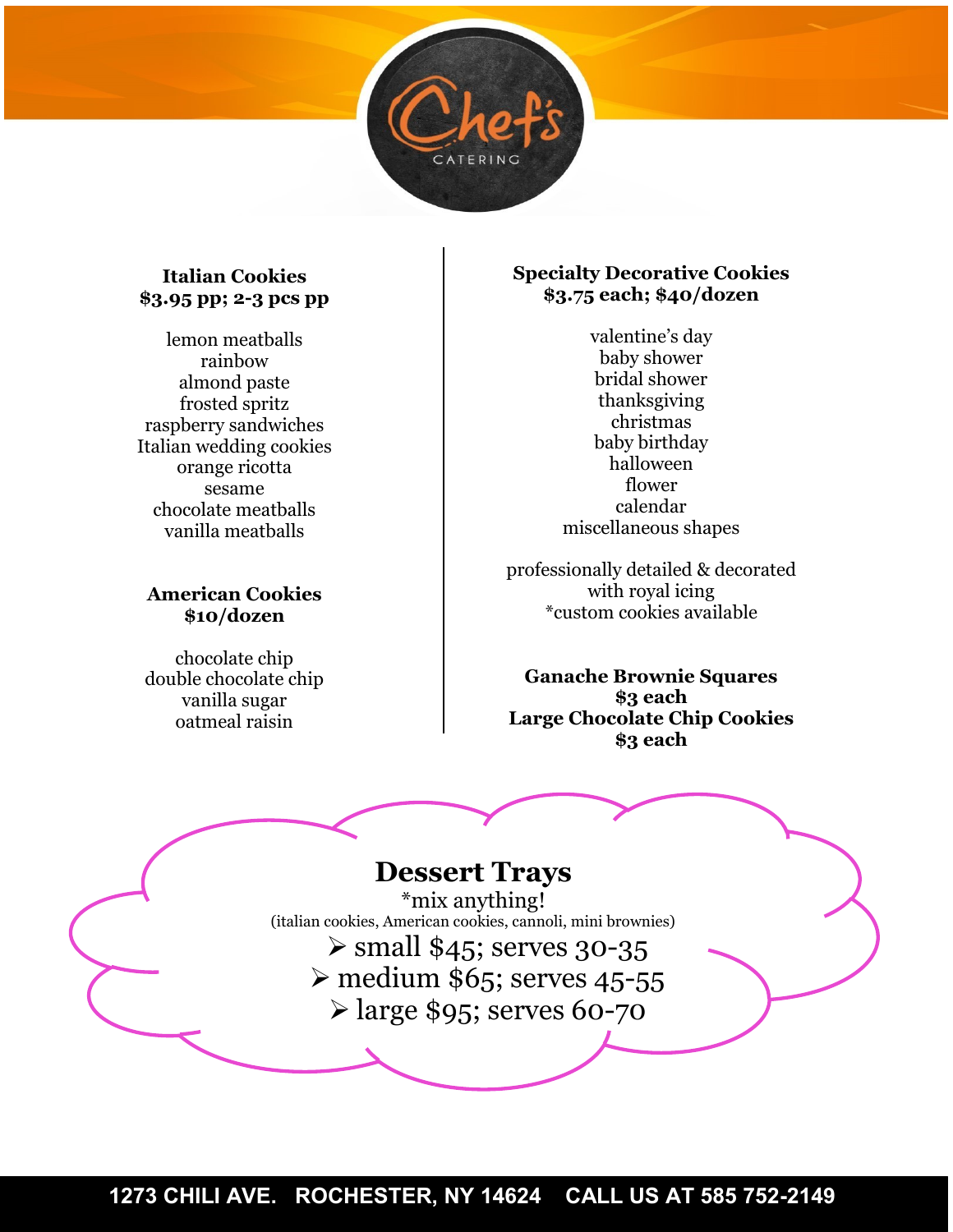# Chef's Catering

## Italian Cookies
**$3.95 pp; 2-3 pcs pp**

lemon meatballs
rainbow
almond paste
frosted spritz
raspberry sandwiches
Italian wedding cookies
orange ricotta
sesame
chocolate meatballs
vanilla meatballs

## American Cookies
**$10/dozen**

chocolate chip
double chocolate chip
vanilla sugar
oatmeal raisin

## Specialty Decorative Cookies
**$3.75 each; $40/dozen**

valentine's day
baby shower
bridal shower
thanksgiving
christmas
baby birthday
halloween
flower
calendar
miscellaneous shapes

professionally detailed & decorated with royal icing
*custom cookies available

**Ganache Brownie Squares**
**$3 each**

**Large Chocolate Chip Cookies**
**$3 each**

## Dessert Trays

*mix anything!
(italian cookies, American cookies, cannoli, mini brownies)

- small $45; serves 30-35
- medium $65; serves 45-55
- large $95; serves 60-70

1273 CHILI AVE. ROCHESTER, NY 14624 CALL US AT 585 752-2149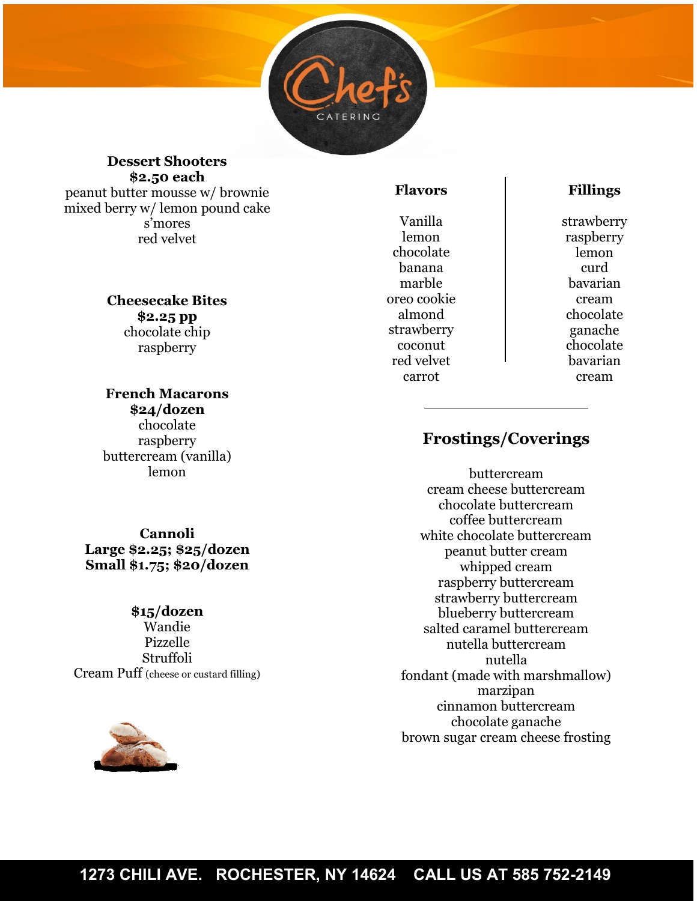**Dessert Shooters**
**$2.50 each**
peanut butter mousse w/ brownie
mixed berry w/ lemon pound cake
s'mores
red velvet

**Cheesecake Bites**
**$2.25 pp**
chocolate chip
raspberry

**French Macarons**
**$24/dozen**
chocolate
raspberry
buttercream (vanilla)
lemon

**Cannoli**
**Large $2.25; $25/dozen**
**Small $1.75; $20/dozen**

**$15/dozen**
Wandie
Pizzelle
Struffoli
Cream Puff (cheese or custard filling)

**Flavors**

Vanilla
lemon
chocolate
banana
marble
oreo cookie
almond
strawberry
coconut
red velvet
carrot

**Fillings**

strawberry
raspberry
lemon curd
bavarian cream
chocolate ganache
chocolate bavarian cream

## Frostings/Coverings

buttercream
cream cheese buttercream
chocolate buttercream
coffee buttercream
white chocolate buttercream
peanut butter cream
whipped cream
raspberry buttercream
strawberry buttercream
blueberry buttercream
salted caramel buttercream
nutella buttercream
nutella
fondant (made with marshmallow)
marzipan
cinnamon buttercream
chocolate ganache
brown sugar cream cheese frosting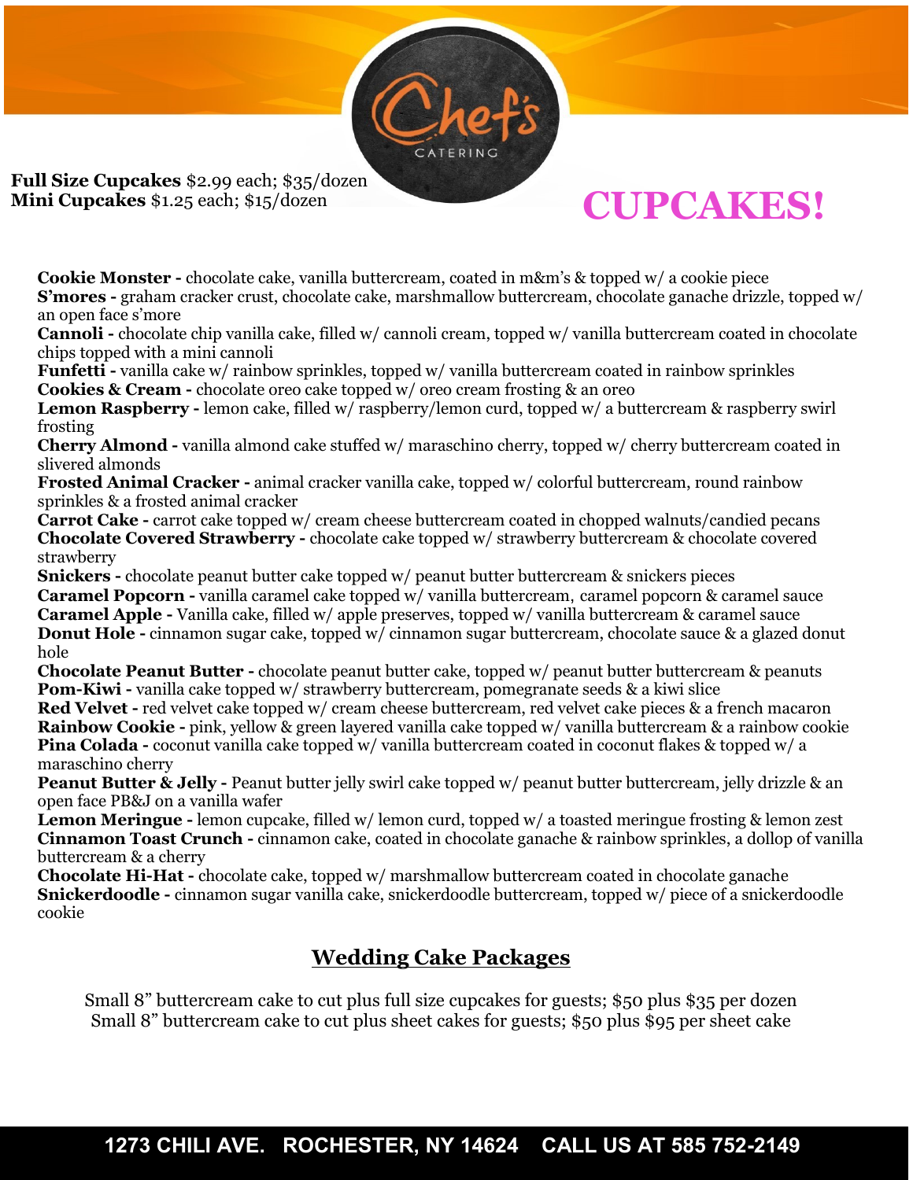Chef's CATERING

**Full Size Cupcakes** $2.99 each; $35/dozen
**Mini Cupcakes** $1.25 each; $15/dozen

# CUPCAKES!

**Cookie Monster -** chocolate cake, vanilla buttercream, coated in m&m's & topped w/ a cookie piece
**S'mores -** graham cracker crust, chocolate cake, marshmallow buttercream, chocolate ganache drizzle, topped w/ an open face s'more
**Cannoli -** chocolate chip vanilla cake, filled w/ cannoli cream, topped w/ vanilla buttercream coated in chocolate chips topped with a mini cannoli
**Funfetti -** vanilla cake w/ rainbow sprinkles, topped w/ vanilla buttercream coated in rainbow sprinkles
**Cookies & Cream -** chocolate oreo cake topped w/ oreo cream frosting & an oreo
**Lemon Raspberry -** lemon cake, filled w/ raspberry/lemon curd, topped w/ a buttercream & raspberry swirl frosting
**Cherry Almond -** vanilla almond cake stuffed w/ maraschino cherry, topped w/ cherry buttercream coated in slivered almonds
**Frosted Animal Cracker -** animal cracker vanilla cake, topped w/ colorful buttercream, round rainbow sprinkles & a frosted animal cracker
**Carrot Cake -** carrot cake topped w/ cream cheese buttercream coated in chopped walnuts/candied pecans
**Chocolate Covered Strawberry -** chocolate cake topped w/ strawberry buttercream & chocolate covered strawberry
**Snickers -** chocolate peanut butter cake topped w/ peanut butter buttercream & snickers pieces
**Caramel Popcorn -** vanilla caramel cake topped w/ vanilla buttercream, caramel popcorn & caramel sauce
**Caramel Apple -** Vanilla cake, filled w/ apple preserves, topped w/ vanilla buttercream & caramel sauce
**Donut Hole -** cinnamon sugar cake, topped w/ cinnamon sugar buttercream, chocolate sauce & a glazed donut hole
**Chocolate Peanut Butter -** chocolate peanut butter cake, topped w/ peanut butter buttercream & peanuts
**Pom-Kiwi -** vanilla cake topped w/ strawberry buttercream, pomegranate seeds & a kiwi slice
**Red Velvet -** red velvet cake topped w/ cream cheese buttercream, red velvet cake pieces & a french macaron
**Rainbow Cookie -** pink, yellow & green layered vanilla cake topped w/ vanilla buttercream & a rainbow cookie
**Pina Colada -** coconut vanilla cake topped w/ vanilla buttercream coated in coconut flakes & topped w/ a maraschino cherry
**Peanut Butter & Jelly -** Peanut butter jelly swirl cake topped w/ peanut butter buttercream, jelly drizzle & an open face PB&J on a vanilla wafer
**Lemon Meringue -** lemon cupcake, filled w/ lemon curd, topped w/ a toasted meringue frosting & lemon zest
**Cinnamon Toast Crunch -** cinnamon cake, coated in chocolate ganache & rainbow sprinkles, a dollop of vanilla buttercream & a cherry
**Chocolate Hi-Hat -** chocolate cake, topped w/ marshmallow buttercream coated in chocolate ganache
**Snickerdoodle -** cinnamon sugar vanilla cake, snickerdoodle buttercream, topped w/ piece of a snickerdoodle cookie

## Wedding Cake Packages

Small 8" buttercream cake to cut plus full size cupcakes for guests; $50 plus $35 per dozen
Small 8" buttercream cake to cut plus sheet cakes for guests; $50 plus $95 per sheet cake

1273 CHILI AVE. ROCHESTER, NY 14624 CALL US AT 585 752-2149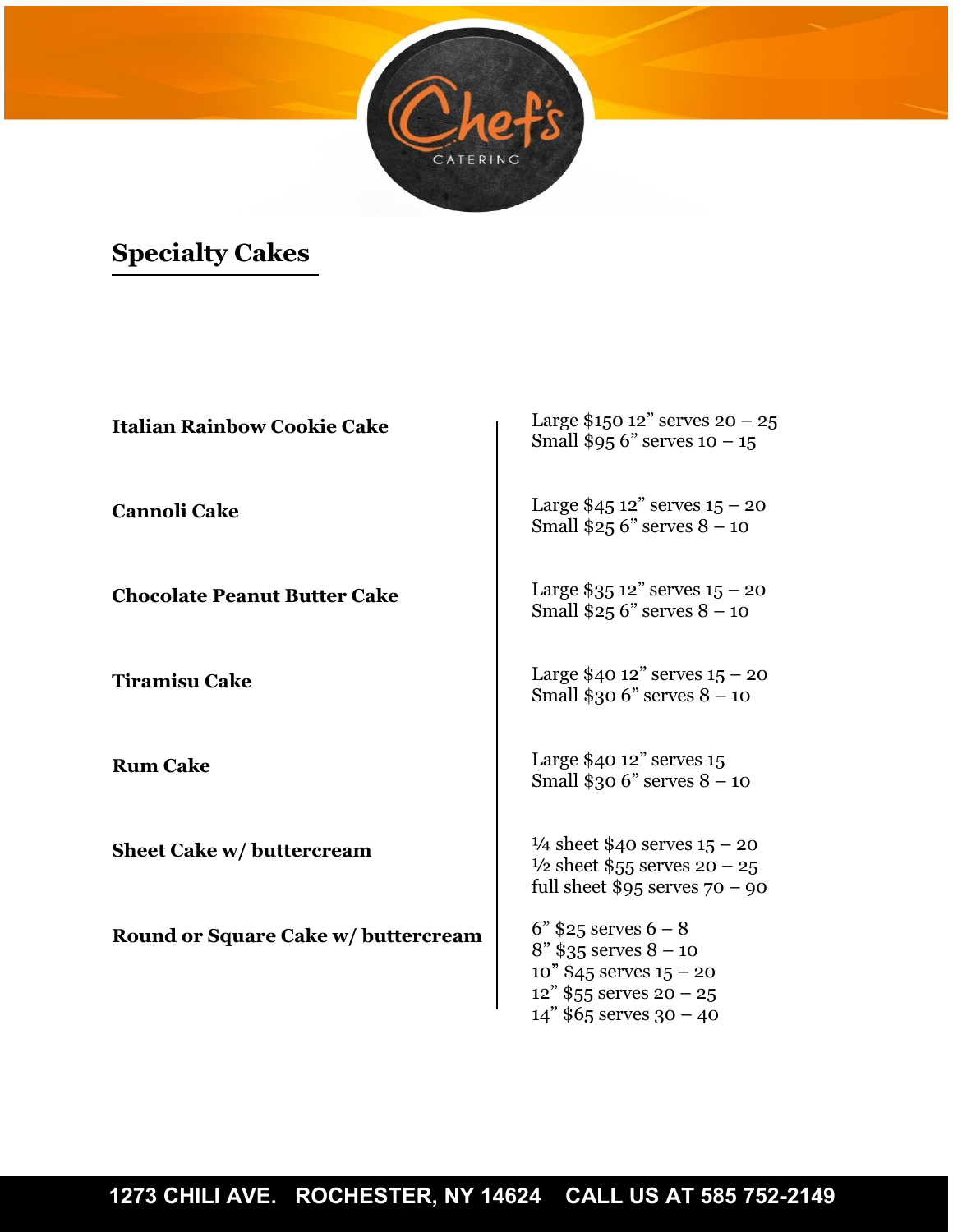## Specialty Cakes

| | |
|---|---|
| **Italian Rainbow Cookie Cake** | Large $150 12” serves 20 – 25<br>Small $95 6” serves 10 – 15 |
| **Cannoli Cake** | Large $45 12” serves 15 – 20<br>Small $25 6” serves 8 – 10 |
| **Chocolate Peanut Butter Cake** | Large $35 12” serves 15 – 20<br>Small $25 6” serves 8 – 10 |
| **Tiramisu Cake** | Large $40 12” serves 15 – 20<br>Small $30 6” serves 8 – 10 |
| **Rum Cake** | Large $40 12” serves 15<br>Small $30 6” serves 8 – 10 |
| **Sheet Cake w/ buttercream** | ¼ sheet $40 serves 15 – 20<br>½ sheet $55 serves 20 – 25<br>full sheet $95 serves 70 – 90 |
| **Round or Square Cake w/ buttercream** | 6” $25 serves 6 – 8<br>8” $35 serves 8 – 10<br>10” $45 serves 15 – 20<br>12” $55 serves 20 – 25<br>14” $65 serves 30 – 40 |

**1273 CHILI AVE. ROCHESTER, NY 14624 CALL US AT 585 752-2149**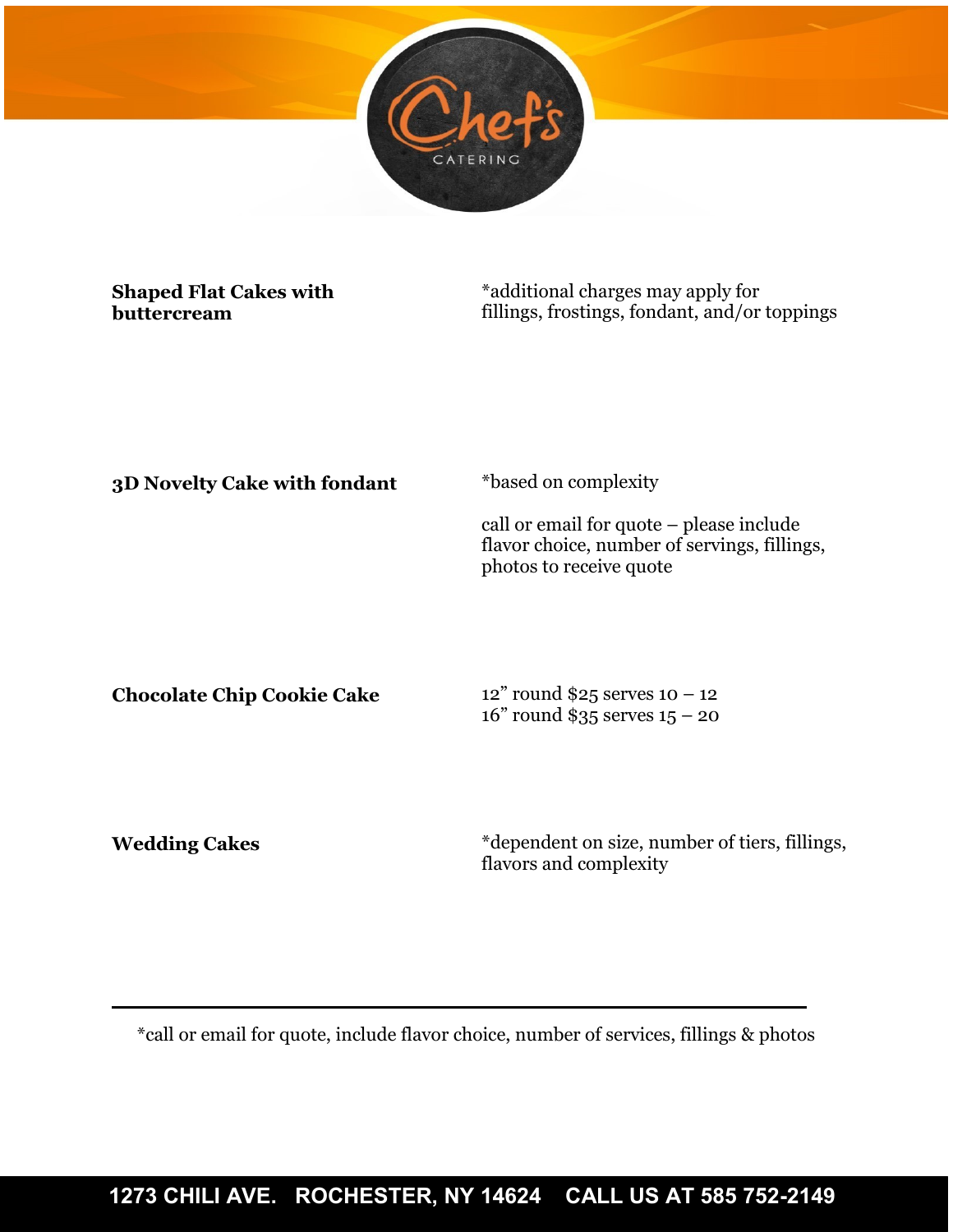**Shaped Flat Cakes with buttercream**

*additional charges may apply for fillings, frostings, fondant, and/or toppings

**3D Novelty Cake with fondant**

*based on complexity

call or email for quote – please include flavor choice, number of servings, fillings, photos to receive quote

**Chocolate Chip Cookie Cake**

12” round $25 serves 10 – 12
16” round $35 serves 15 – 20

**Wedding Cakes**

*dependent on size, number of tiers, fillings, flavors and complexity

---

*call or email for quote, include flavor choice, number of services, fillings & photos

**1273 CHILI AVE. ROCHESTER, NY 14624 CALL US AT 585 752-2149**